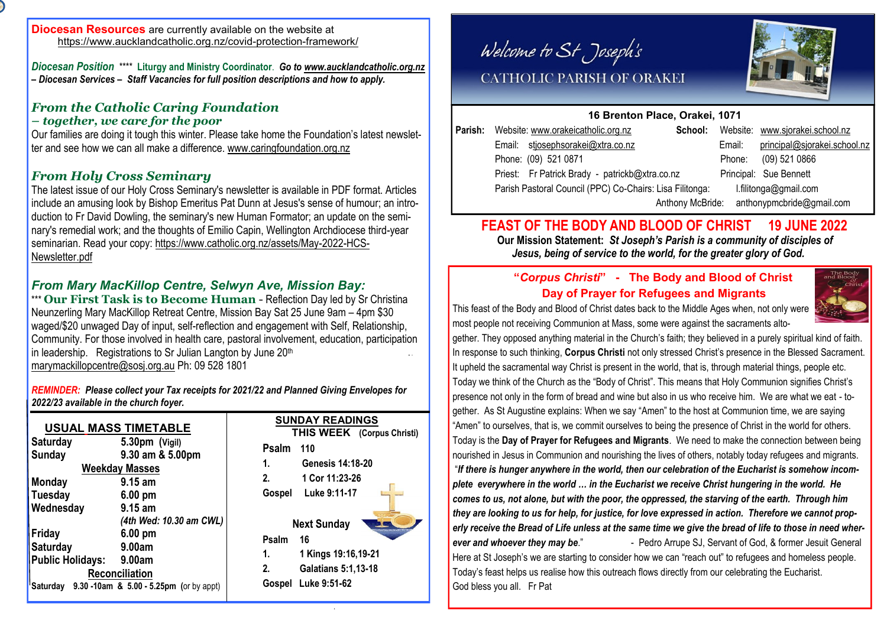**Diocesan Resources** are currently available on the website at https://www.aucklandcatholic.org.nz/covid-protection-framework/

***Diocesan Position* \*\*\*\* Liturgy and Ministry Coordinator. *Go to www.aucklandcatholic.org.nz – Diocesan Services – Staff Vacancies for full position descriptions and how to apply.***

## *From the Catholic Caring Foundation – together, we care for the poor*

Our families are doing it tough this winter. Please take home the Foundation's latest newsletter and see how we can all make a difference. www.caringfoundation.org.nz

## *From Holy Cross Seminary*

The latest issue of our Holy Cross Seminary's newsletter is available in PDF format. Articles include an amusing look by Bishop Emeritus Pat Dunn at Jesus's sense of humour; an introduction to Fr David Dowling, the seminary's new Human Formator; an update on the seminary's remedial work; and the thoughts of Emilio Capin, Wellington Archdiocese third-year seminarian. Read your copy: https://www.catholic.org.nz/assets/May-2022-HCS-Newsletter.pdf

## *From Mary MacKillop Centre, Selwyn Ave, Mission Bay:*

\*\*\* **Our First Task is to Become Human** - Reflection Day led by Sr Christina Neunzerling Mary MacKillop Retreat Centre, Mission Bay Sat 25 June 9am – 4pm $30 waged/$20 unwaged Day of input, self-reflection and engagement with Self, Relationship, Community. For those involved in health care, pastoral involvement, education, participation in leadership. Registrations to Sr Julian Langton by June 20th marymackillopcentre@sosj.org.au Ph: 09 528 1801

***REMINDER: Please collect your Tax receipts for 2021/22 and Planned Giving Envelopes for 2022/23 available in the church foyer.***

### USUAL MASS TIMETABLE

| | |
|---|---|
| **Saturday** | 5.30pm (Vigil) |
| **Sunday** | 9.30 am & 5.00pm |
| **Weekday Masses** | |
| **Monday** | 9.15 am |
| **Tuesday** | 6.00 pm |
| **Wednesday** | 9.15 am *(4th Wed: 10.30 am CWL)* |
| **Friday** | 6.00 pm |
| **Saturday** | 9.00am |
| **Public Holidays:** | 9.00am |
| **Reconciliation** | |
| **Saturday** | 9.30 -10am & 5.00 - 5.25pm (or by appt) |

### SUNDAY READINGS

**THIS WEEK (Corpus Christi)**

- **Psalm** 110
- **1.** Genesis 14:18-20
- **2.** 1 Cor 11:23-26
- **Gospel** Luke 9:11-17

**Next Sunday**

- **Psalm** 16
- **1.** 1 Kings 19:16,19-21
- **2.** Galatians 5:1,13-18
- **Gospel** Luke 9:51-62

# *Welcome to St Joseph's*

## CATHOLIC PARISH OF ORAKEI

**16 Brenton Place, Orakei, 1071**

**Parish:** Website: www.orakeicatholic.org.nz
Email: stjosephsorakei@xtra.co.nz
Phone: (09) 521 0871
Priest: Fr Patrick Brady - patrickb@xtra.co.nz
Parish Pastoral Council (PPC) Co-Chairs: Lisa Filitonga: l.filitonga@gmail.com
Anthony McBride: anthonypmcbride@gmail.com

**School:** Website: www.sjorakei.school.nz
Email: principal@sjorakei.school.nz
Phone: (09) 521 0866
Principal: Sue Bennett

## FEAST OF THE BODY AND BLOOD OF CHRIST 19 JUNE 2022

**Our Mission Statement:** ***St Joseph's Parish is a community of disciples of Jesus, being of service to the world, for the greater glory of God.***

### "*Corpus Christi*" - The Body and Blood of Christ
### Day of Prayer for Refugees and Migrants

This feast of the Body and Blood of Christ dates back to the Middle Ages when, not only were most people not receiving Communion at Mass, some were against the sacraments altogether. They opposed anything material in the Church's faith; they believed in a purely spiritual kind of faith. In response to such thinking, **Corpus Christi** not only stressed Christ's presence in the Blessed Sacrament. It upheld the sacramental way Christ is present in the world, that is, through material things, people etc. Today we think of the Church as the "Body of Christ". This means that Holy Communion signifies Christ's presence not only in the form of bread and wine but also in us who receive him. We are what we eat - together. As St Augustine explains: When we say "Amen" to the host at Communion time, we are saying "Amen" to ourselves, that is, we commit ourselves to being the presence of Christ in the world for others. Today is the **Day of Prayer for Refugees and Migrants**. We need to make the connection between being nourished in Jesus in Communion and nourishing the lives of others, notably today refugees and migrants. "***If there is hunger anywhere in the world, then our celebration of the Eucharist is somehow incomplete everywhere in the world … in the Eucharist we receive Christ hungering in the world. He comes to us, not alone, but with the poor, the oppressed, the starving of the earth. Through him they are looking to us for help, for justice, for love expressed in action. Therefore we cannot properly receive the Bread of Life unless at the same time we give the bread of life to those in need wherever and whoever they may be.***" - Pedro Arrupe SJ, Servant of God, & former Jesuit General
Here at St Joseph's we are starting to consider how we can "reach out" to refugees and homeless people. Today's feast helps us realise how this outreach flows directly from our celebrating the Eucharist.
God bless you all. Fr Pat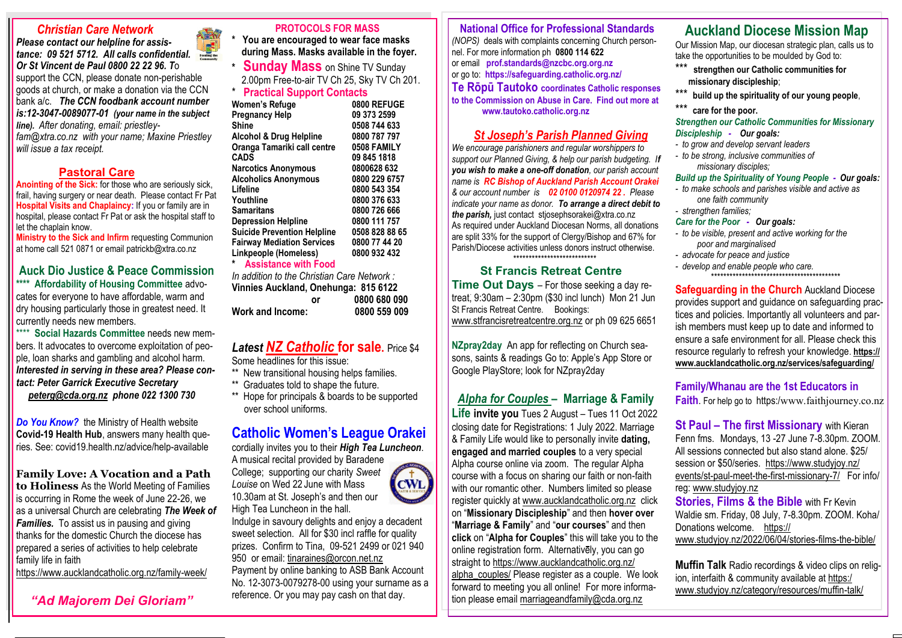## Christian Care Network

***Please contact our helpline for assistance: 09 521 5712. All calls confidential. Or St Vincent de Paul 0800 22 22 96.*** To support the CCN, please donate non-perishable goods at church, or make a donation via the CCN bank a/c. ***The CCN foodbank account number is:12-3047-0089077-01*** ***(your name in the subject line).*** *After donating, email: priestley-fam@xtra.co.nz with your name; Maxine Priestley will issue a tax receipt.*

## Pastoral Care

**Anointing of the Sick:** for those who are seriously sick, frail, having surgery or near death. Please contact Fr Pat

**Hospital Visits and Chaplaincy:** If you or family are in hospital, please contact Fr Pat or ask the hospital staff to let the chaplain know.

**Ministry to the Sick and Infirm** requesting Communion at home call 521 0871 or email patrickb@xtra.co.nz

## Auck Dio Justice & Peace Commission

**** **Affordability of Housing Committee** advocates for everyone to have affordable, warm and dry housing particularly those in greatest need. It currently needs new members.

**** **Social Hazards Committee** needs new members. It advocates to overcome exploitation of people, loan sharks and gambling and alcohol harm.

***Interested in serving in these area? Please contact: Peter Garrick Executive Secretary*** ***peterg@cda.org.nz phone 022 1300 730***

***Do You Know?*** the Ministry of Health website **Covid-19 Health Hub**, answers many health queries. See: covid19.health.nz/advice/help-available

**Family Love: A Vocation and a Path to Holiness** As the World Meeting of Families is occurring in Rome the week of June 22-26, we as a universal Church are celebrating ***The Week of Families.*** To assist us in pausing and giving thanks for the domestic Church the diocese has prepared a series of activities to help celebrate family life in faith
https://www.aucklandcatholic.org.nz/family-week/

***"Ad Majorem Dei Gloriam"***

## PROTOCOLS FOR MASS

- **You are encouraged to wear face masks during Mass. Masks available in the foyer.**
- **Sunday Mass** on Shine TV Sunday 2.00pm Free-to-air TV Ch 25, Sky TV Ch 201.
- **Practical Support Contacts**

| | |
|---|---|
| **Women's Refuge** | **0800 REFUGE** |
| **Pregnancy Help** | **09 373 2599** |
| **Shine** | **0508 744 633** |
| **Alcohol & Drug Helpline** | **0800 787 797** |
| **Oranga Tamariki call centre** | **0508 FAMILY** |
| **CADS** | **09 845 1818** |
| **Narcotics Anonymous** | **0800628 632** |
| **Alcoholics Anonymous** | **0800 229 6757** |
| **Lifeline** | **0800 543 354** |
| **Youthline** | **0800 376 633** |
| **Samaritans** | **0800 726 666** |
| **Depression Helpline** | **0800 111 757** |
| **Suicide Prevention Helpline** | **0508 828 88 65** |
| **Fairway Mediation Services** | **0800 77 44 20** |
| **Linkpeople (Homeless)** | **0800 932 432** |

- **Assistance with Food**

*In addition to the Christian Care Network :*

| | |
|---|---|
| **Vinnies Auckland, Onehunga:** | **815 6122** |
| **or** | **0800 680 090** |
| **Work and Income:** | **0800 559 009** |

***Latest NZ Catholic* for sale.** Price $4
Some headlines for this issue:
** New transitional housing helps families.
** Graduates told to shape the future.
** Hope for principals & boards to be supported over school uniforms.

## Catholic Women's League Orakei

cordially invites you to their ***High Tea Luncheon***. A musical recital provided by Baradene College; supporting our charity *Sweet Louise* on Wed 22 June with Mass 10.30am at St. Joseph's and then our High Tea Luncheon in the hall.
Indulge in savoury delights and enjoy a decadent sweet selection. All for $30 incl raffle for quality prizes. Confirm to Tina, 09-521 2499 or 021 940 950 or email: tinaraines@orcon.net.nz
Payment by online banking to ASB Bank Account No. 12-3073-0079278-00 using your surname as a reference. Or you may pay cash on that day.

## National Office for Professional Standards

*(NOPS)* deals with complaints concerning Church personnel. For more information ph **0800 114 622**
or email **prof.standards@nzcbc.org.nz**
or go to: **https://safeguarding.catholic.org.nz/**

**Te Rōpū Tautoko coordinates Catholic responses to the Commission on Abuse in Care. Find out more at www.tautoko.catholic.org.nz**

## *St Joseph's Parish Planned Giving*

*We encourage parishioners and regular worshippers to support our Planned Giving, & help our parish budgeting.* ***If you wish to make a one-off donation****, our parish account name is* ***RC Bishop of Auckland Parish Account Orakei*** *& our account number is* ***02 0100 0120974 22****. Please indicate your name as donor.* ***To arrange a direct debit to the parish,*** just contact stjosephsorakei@xtra.co.nz
As required under Auckland Diocesan Norms, all donations are split 33% for the support of Clergy/Bishop and 67% for Parish/Diocese activities unless donors instruct otherwise.
***************************

## St Francis Retreat Centre

**Time Out Days** – For those seeking a day retreat, 9:30am – 2:30pm ($30 incl lunch) Mon 21 Jun St Francis Retreat Centre. Bookings: www.stfrancisretreatcentre.org.nz or ph 09 625 6651

**NZpray2day** An app for reflecting on Church seasons, saints & readings Go to: Apple's App Store or Google PlayStore; look for NZpray2day

***Alpha for Couples*** **– Marriage & Family Life invite you** Tues 2 August – Tues 11 Oct 2022 closing date for Registrations: 1 July 2022. Marriage & Family Life would like to personally invite **dating, engaged and married couples** to a very special Alpha course online via zoom. The regular Alpha course with a focus on sharing our faith or non-faith with our romantic other. Numbers limited so please register quickly at www.aucklandcatholic.org.nz click on "**Missionary Discipleship**" and then **hover over** "**Marriage & Family**" and "**our courses**" and then **click** on "**Alpha for Couples**" this will take you to the online registration form. Alternatively, you can go straight to https://www.aucklandcatholic.org.nz/alpha_couples/ Please register as a couple. We look forward to meeting you all online! For more information please email marriageandfamily@cda.org.nz

## Auckland Diocese Mission Map

Our Mission Map, our diocesan strategic plan, calls us to take the opportunities to be moulded by God to:
*** **strengthen our Catholic communities for missionary discipleship**;
*** **build up the spirituality of our young people**,
*** **care for the poor.**

***Strengthen our Catholic Communities for Missionary Discipleship*** - ***Our goals:***
- *to grow and develop servant leaders*
- *to be strong, inclusive communities of missionary disciples;*

***Build up the Spirituality of Young People*** - ***Our goals:***
- *to make schools and parishes visible and active as one faith community*
- *strengthen families;*

***Care for the Poor*** - ***Our goals:***
- *to be visible, present and active working for the poor and marginalised*
- *advocate for peace and justice*
- *develop and enable people who care.*

******************************************

**Safeguarding in the Church** Auckland Diocese provides support and guidance on safeguarding practices and policies. Importantly all volunteers and parish members must keep up to date and informed to ensure a safe environment for all. Please check this resource regularly to refresh your knowledge. **https://www.aucklandcatholic.org.nz/services/safeguarding/**

**Family/Whanau are the 1st Educators in Faith**. For help go to https:/www.faithjourney.co.nz

**St Paul – The first Missionary** with Kieran Fenn fms. Mondays, 13 -27 June 7-8.30pm. ZOOM. All sessions connected but also stand alone. $25/session or $50/series. https://www.studyjoy.nz/events/st-paul-meet-the-first-missionary-7/ For info/reg: www.studyjoy.nz

**Stories, Films & the Bible** with Fr Kevin Waldie sm. Friday, 08 July, 7-8.30pm. ZOOM. Koha/Donations welcome. https://www.studyjoy.nz/2022/06/04/stories-films-the-bible/

**Muffin Talk** Radio recordings & video clips on religion, interfaith & community available at https:/www.studyjoy.nz/category/resources/muffin-talk/